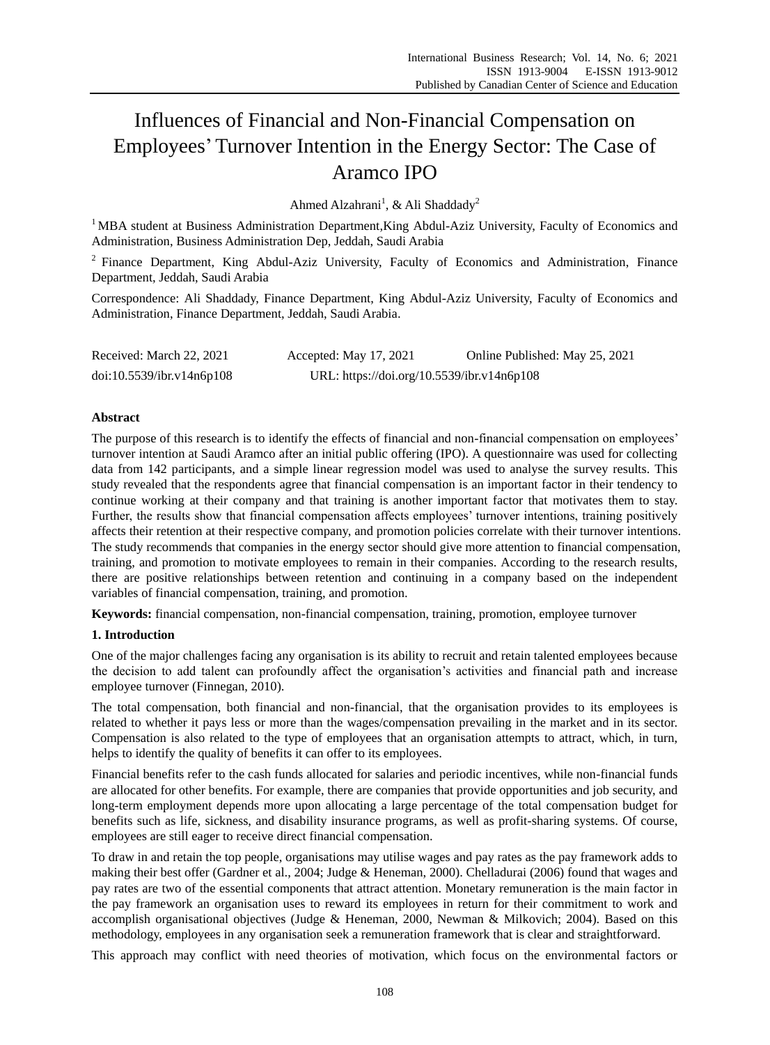# Influences of Financial and Non-Financial Compensation on Employees' Turnover Intention in the Energy Sector: The Case of Aramco IPO

Ahmed Alzahrani[1], & Ali Shaddady[2]

[1] MBA student at Business Administration Department,King Abdul-Aziz University, Faculty of Economics and Administration, Business Administration Dep, Jeddah, Saudi Arabia

[2] Finance Department, King Abdul-Aziz University, Faculty of Economics and Administration, Finance Department, Jeddah, Saudi Arabia

Correspondence: Ali Shaddady, Finance Department, King Abdul-Aziz University, Faculty of Economics and Administration, Finance Department, Jeddah, Saudi Arabia.

Received: March 22, 2021 Accepted: May 17, 2021 Online Published: May 25, 2021

doi:10.5539/ibr.v14n6p108 URL: https://doi.org/10.5539/ibr.v14n6p108

## Abstract

The purpose of this research is to identify the effects of financial and non-financial compensation on employees' turnover intention at Saudi Aramco after an initial public offering (IPO). A questionnaire was used for collecting data from 142 participants, and a simple linear regression model was used to analyse the survey results. This study revealed that the respondents agree that financial compensation is an important factor in their tendency to continue working at their company and that training is another important factor that motivates them to stay. Further, the results show that financial compensation affects employees' turnover intentions, training positively affects their retention at their respective company, and promotion policies correlate with their turnover intentions. The study recommends that companies in the energy sector should give more attention to financial compensation, training, and promotion to motivate employees to remain in their companies. According to the research results, there are positive relationships between retention and continuing in a company based on the independent variables of financial compensation, training, and promotion.

**Keywords:** financial compensation, non-financial compensation, training, promotion, employee turnover

## 1. Introduction

One of the major challenges facing any organisation is its ability to recruit and retain talented employees because the decision to add talent can profoundly affect the organisation's activities and financial path and increase employee turnover (Finnegan, 2010).

The total compensation, both financial and non-financial, that the organisation provides to its employees is related to whether it pays less or more than the wages/compensation prevailing in the market and in its sector. Compensation is also related to the type of employees that an organisation attempts to attract, which, in turn, helps to identify the quality of benefits it can offer to its employees.

Financial benefits refer to the cash funds allocated for salaries and periodic incentives, while non-financial funds are allocated for other benefits. For example, there are companies that provide opportunities and job security, and long-term employment depends more upon allocating a large percentage of the total compensation budget for benefits such as life, sickness, and disability insurance programs, as well as profit-sharing systems. Of course, employees are still eager to receive direct financial compensation.

To draw in and retain the top people, organisations may utilise wages and pay rates as the pay framework adds to making their best offer (Gardner et al., 2004; Judge & Heneman, 2000). Chelladurai (2006) found that wages and pay rates are two of the essential components that attract attention. Monetary remuneration is the main factor in the pay framework an organisation uses to reward its employees in return for their commitment to work and accomplish organisational objectives (Judge & Heneman, 2000, Newman & Milkovich; 2004). Based on this methodology, employees in any organisation seek a remuneration framework that is clear and straightforward.

This approach may conflict with need theories of motivation, which focus on the environmental factors or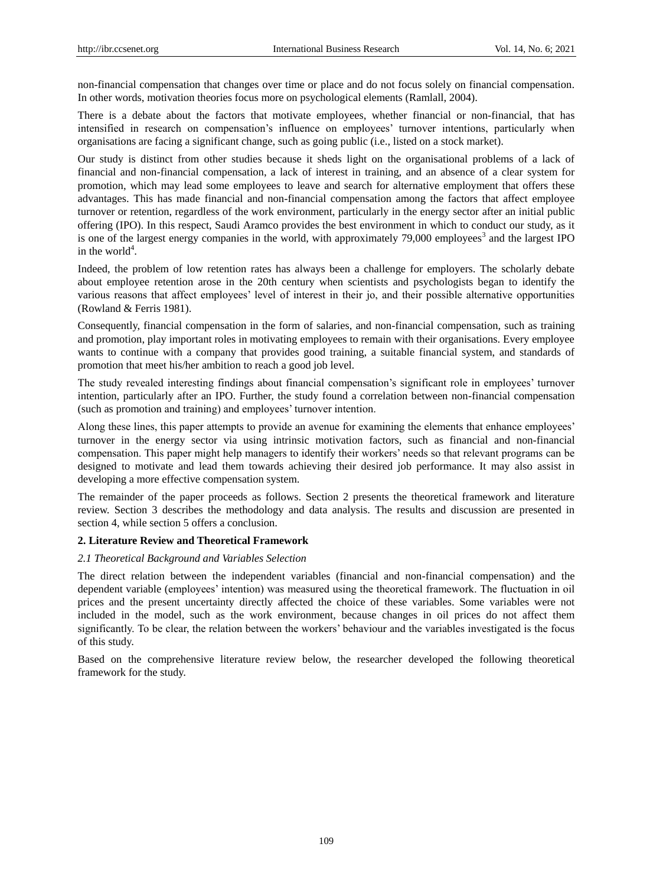non-financial compensation that changes over time or place and do not focus solely on financial compensation. In other words, motivation theories focus more on psychological elements (Ramlall, 2004).

There is a debate about the factors that motivate employees, whether financial or non-financial, that has intensified in research on compensation's influence on employees' turnover intentions, particularly when organisations are facing a significant change, such as going public (i.e., listed on a stock market).

Our study is distinct from other studies because it sheds light on the organisational problems of a lack of financial and non-financial compensation, a lack of interest in training, and an absence of a clear system for promotion, which may lead some employees to leave and search for alternative employment that offers these advantages. This has made financial and non-financial compensation among the factors that affect employee turnover or retention, regardless of the work environment, particularly in the energy sector after an initial public offering (IPO). In this respect, Saudi Aramco provides the best environment in which to conduct our study, as it is one of the largest energy companies in the world, with approximately 79,000 employees[3] and the largest IPO in the world[4].

Indeed, the problem of low retention rates has always been a challenge for employers. The scholarly debate about employee retention arose in the 20th century when scientists and psychologists began to identify the various reasons that affect employees' level of interest in their jo, and their possible alternative opportunities (Rowland & Ferris 1981).

Consequently, financial compensation in the form of salaries, and non-financial compensation, such as training and promotion, play important roles in motivating employees to remain with their organisations. Every employee wants to continue with a company that provides good training, a suitable financial system, and standards of promotion that meet his/her ambition to reach a good job level.

The study revealed interesting findings about financial compensation's significant role in employees' turnover intention, particularly after an IPO. Further, the study found a correlation between non-financial compensation (such as promotion and training) and employees' turnover intention.

Along these lines, this paper attempts to provide an avenue for examining the elements that enhance employees' turnover in the energy sector via using intrinsic motivation factors, such as financial and non-financial compensation. This paper might help managers to identify their workers' needs so that relevant programs can be designed to motivate and lead them towards achieving their desired job performance. It may also assist in developing a more effective compensation system.

The remainder of the paper proceeds as follows. Section 2 presents the theoretical framework and literature review. Section 3 describes the methodology and data analysis. The results and discussion are presented in section 4, while section 5 offers a conclusion.

## 2. Literature Review and Theoretical Framework

### *2.1 Theoretical Background and Variables Selection*

The direct relation between the independent variables (financial and non-financial compensation) and the dependent variable (employees' intention) was measured using the theoretical framework. The fluctuation in oil prices and the present uncertainty directly affected the choice of these variables. Some variables were not included in the model, such as the work environment, because changes in oil prices do not affect them significantly. To be clear, the relation between the workers' behaviour and the variables investigated is the focus of this study.

Based on the comprehensive literature review below, the researcher developed the following theoretical framework for the study.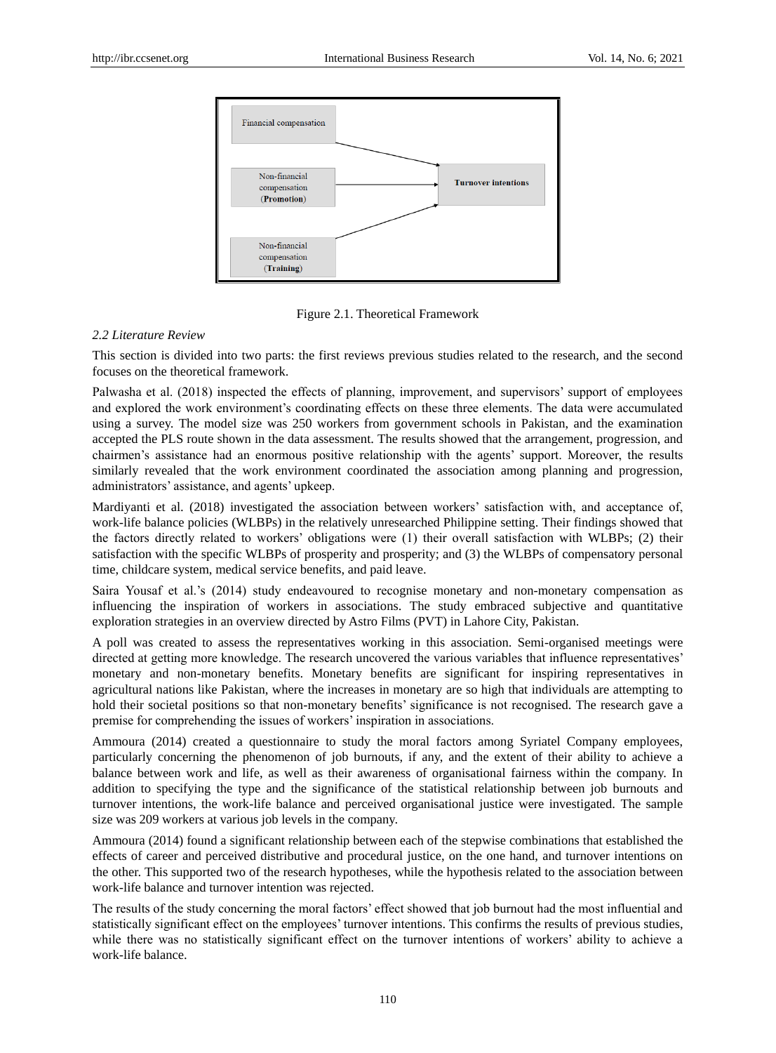Financial compensation

Non-financial compensation (**Promotion**)

Non-financial compensation (**Training**)

**Turnover intentions**

Figure 2.1. Theoretical Framework

### *2.2 Literature Review*

This section is divided into two parts: the first reviews previous studies related to the research, and the second focuses on the theoretical framework.

Palwasha et al. (2018) inspected the effects of planning, improvement, and supervisors' support of employees and explored the work environment's coordinating effects on these three elements. The data were accumulated using a survey. The model size was 250 workers from government schools in Pakistan, and the examination accepted the PLS route shown in the data assessment. The results showed that the arrangement, progression, and chairmen's assistance had an enormous positive relationship with the agents' support. Moreover, the results similarly revealed that the work environment coordinated the association among planning and progression, administrators' assistance, and agents' upkeep.

Mardiyanti et al. (2018) investigated the association between workers' satisfaction with, and acceptance of, work-life balance policies (WLBPs) in the relatively unresearched Philippine setting. Their findings showed that the factors directly related to workers' obligations were (1) their overall satisfaction with WLBPs; (2) their satisfaction with the specific WLBPs of prosperity and prosperity; and (3) the WLBPs of compensatory personal time, childcare system, medical service benefits, and paid leave.

Saira Yousaf et al.'s (2014) study endeavoured to recognise monetary and non-monetary compensation as influencing the inspiration of workers in associations. The study embraced subjective and quantitative exploration strategies in an overview directed by Astro Films (PVT) in Lahore City, Pakistan.

A poll was created to assess the representatives working in this association. Semi-organised meetings were directed at getting more knowledge. The research uncovered the various variables that influence representatives' monetary and non-monetary benefits. Monetary benefits are significant for inspiring representatives in agricultural nations like Pakistan, where the increases in monetary are so high that individuals are attempting to hold their societal positions so that non-monetary benefits' significance is not recognised. The research gave a premise for comprehending the issues of workers' inspiration in associations.

Ammoura (2014) created a questionnaire to study the moral factors among Syriatel Company employees, particularly concerning the phenomenon of job burnouts, if any, and the extent of their ability to achieve a balance between work and life, as well as their awareness of organisational fairness within the company. In addition to specifying the type and the significance of the statistical relationship between job burnouts and turnover intentions, the work-life balance and perceived organisational justice were investigated. The sample size was 209 workers at various job levels in the company.

Ammoura (2014) found a significant relationship between each of the stepwise combinations that established the effects of career and perceived distributive and procedural justice, on the one hand, and turnover intentions on the other. This supported two of the research hypotheses, while the hypothesis related to the association between work-life balance and turnover intention was rejected.

The results of the study concerning the moral factors' effect showed that job burnout had the most influential and statistically significant effect on the employees' turnover intentions. This confirms the results of previous studies, while there was no statistically significant effect on the turnover intentions of workers' ability to achieve a work-life balance.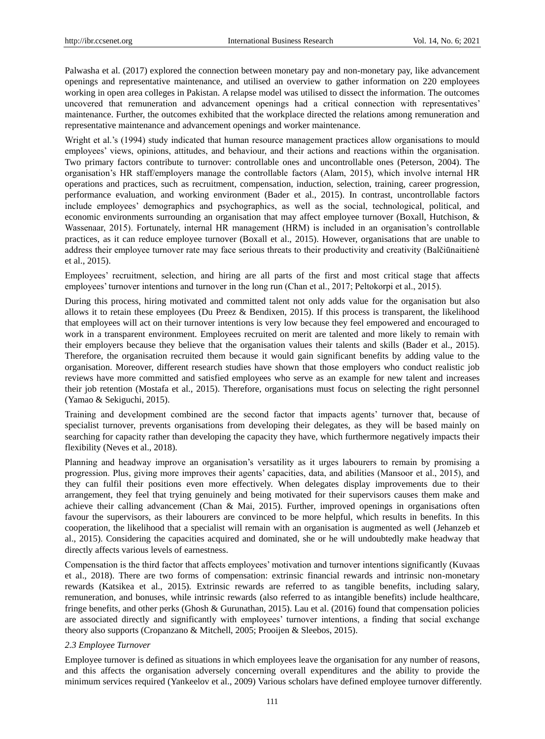Palwasha et al. (2017) explored the connection between monetary pay and non-monetary pay, like advancement openings and representative maintenance, and utilised an overview to gather information on 220 employees working in open area colleges in Pakistan. A relapse model was utilised to dissect the information. The outcomes uncovered that remuneration and advancement openings had a critical connection with representatives' maintenance. Further, the outcomes exhibited that the workplace directed the relations among remuneration and representative maintenance and advancement openings and worker maintenance.

Wright et al.'s (1994) study indicated that human resource management practices allow organisations to mould employees' views, opinions, attitudes, and behaviour, and their actions and reactions within the organisation. Two primary factors contribute to turnover: controllable ones and uncontrollable ones (Peterson, 2004). The organisation's HR staff/employers manage the controllable factors (Alam, 2015), which involve internal HR operations and practices, such as recruitment, compensation, induction, selection, training, career progression, performance evaluation, and working environment (Bader et al., 2015). In contrast, uncontrollable factors include employees' demographics and psychographics, as well as the social, technological, political, and economic environments surrounding an organisation that may affect employee turnover (Boxall, Hutchison, & Wassenaar, 2015). Fortunately, internal HR management (HRM) is included in an organisation's controllable practices, as it can reduce employee turnover (Boxall et al., 2015). However, organisations that are unable to address their employee turnover rate may face serious threats to their productivity and creativity (Balčiūnaitienė et al., 2015).

Employees' recruitment, selection, and hiring are all parts of the first and most critical stage that affects employees' turnover intentions and turnover in the long run (Chan et al., 2017; Peltokorpi et al., 2015).

During this process, hiring motivated and committed talent not only adds value for the organisation but also allows it to retain these employees (Du Preez & Bendixen, 2015). If this process is transparent, the likelihood that employees will act on their turnover intentions is very low because they feel empowered and encouraged to work in a transparent environment. Employees recruited on merit are talented and more likely to remain with their employers because they believe that the organisation values their talents and skills (Bader et al., 2015). Therefore, the organisation recruited them because it would gain significant benefits by adding value to the organisation. Moreover, different research studies have shown that those employers who conduct realistic job reviews have more committed and satisfied employees who serve as an example for new talent and increases their job retention (Mostafa et al., 2015). Therefore, organisations must focus on selecting the right personnel (Yamao & Sekiguchi, 2015).

Training and development combined are the second factor that impacts agents' turnover that, because of specialist turnover, prevents organisations from developing their delegates, as they will be based mainly on searching for capacity rather than developing the capacity they have, which furthermore negatively impacts their flexibility (Neves et al., 2018).

Planning and headway improve an organisation's versatility as it urges labourers to remain by promising a progression. Plus, giving more improves their agents' capacities, data, and abilities (Mansoor et al., 2015), and they can fulfil their positions even more effectively. When delegates display improvements due to their arrangement, they feel that trying genuinely and being motivated for their supervisors causes them make and achieve their calling advancement (Chan & Mai, 2015). Further, improved openings in organisations often favour the supervisors, as their labourers are convinced to be more helpful, which results in benefits. In this cooperation, the likelihood that a specialist will remain with an organisation is augmented as well (Jehanzeb et al., 2015). Considering the capacities acquired and dominated, she or he will undoubtedly make headway that directly affects various levels of earnestness.

Compensation is the third factor that affects employees' motivation and turnover intentions significantly (Kuvaas et al., 2018). There are two forms of compensation: extrinsic financial rewards and intrinsic non-monetary rewards (Katsikea et al., 2015). Extrinsic rewards are referred to as tangible benefits, including salary, remuneration, and bonuses, while intrinsic rewards (also referred to as intangible benefits) include healthcare, fringe benefits, and other perks (Ghosh & Gurunathan, 2015). Lau et al. (2016) found that compensation policies are associated directly and significantly with employees' turnover intentions, a finding that social exchange theory also supports (Cropanzano & Mitchell, 2005; Prooijen & Sleebos, 2015).

### *2.3 Employee Turnover*

Employee turnover is defined as situations in which employees leave the organisation for any number of reasons, and this affects the organisation adversely concerning overall expenditures and the ability to provide the minimum services required (Yankeelov et al., 2009) Various scholars have defined employee turnover differently.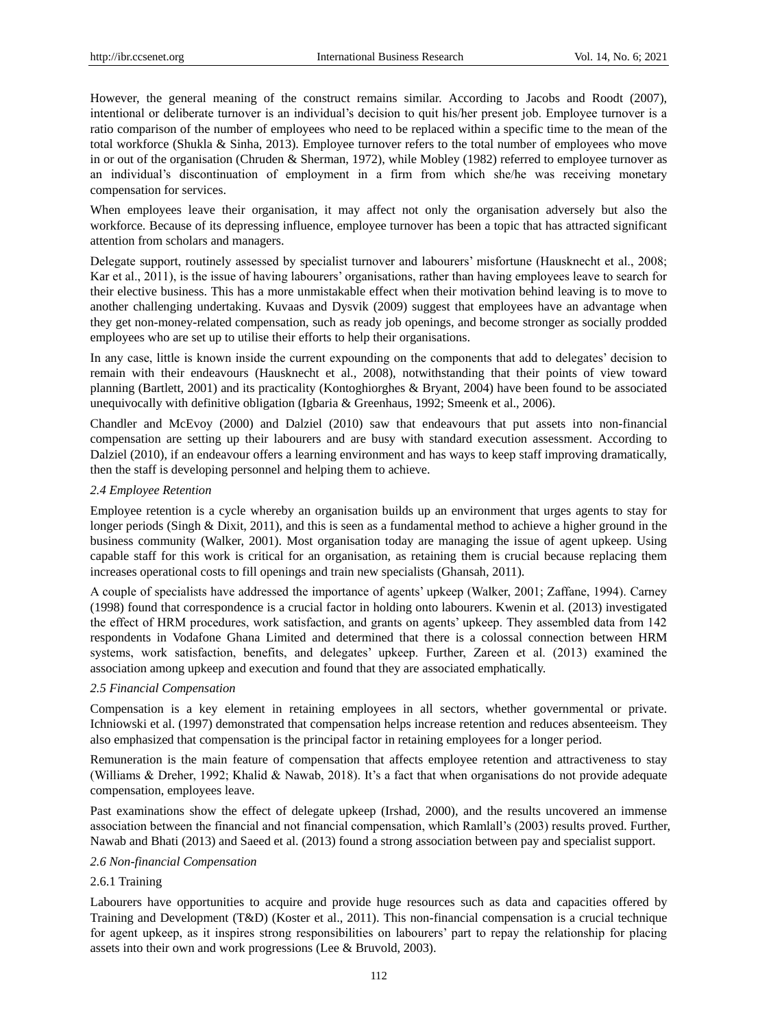However, the general meaning of the construct remains similar. According to Jacobs and Roodt (2007), intentional or deliberate turnover is an individual's decision to quit his/her present job. Employee turnover is a ratio comparison of the number of employees who need to be replaced within a specific time to the mean of the total workforce (Shukla & Sinha, 2013). Employee turnover refers to the total number of employees who move in or out of the organisation (Chruden & Sherman, 1972), while Mobley (1982) referred to employee turnover as an individual's discontinuation of employment in a firm from which she/he was receiving monetary compensation for services.

When employees leave their organisation, it may affect not only the organisation adversely but also the workforce. Because of its depressing influence, employee turnover has been a topic that has attracted significant attention from scholars and managers.

Delegate support, routinely assessed by specialist turnover and labourers' misfortune (Hausknecht et al., 2008; Kar et al., 2011), is the issue of having labourers' organisations, rather than having employees leave to search for their elective business. This has a more unmistakable effect when their motivation behind leaving is to move to another challenging undertaking. Kuvaas and Dysvik (2009) suggest that employees have an advantage when they get non-money-related compensation, such as ready job openings, and become stronger as socially prodded employees who are set up to utilise their efforts to help their organisations.

In any case, little is known inside the current expounding on the components that add to delegates' decision to remain with their endeavours (Hausknecht et al., 2008), notwithstanding that their points of view toward planning (Bartlett, 2001) and its practicality (Kontoghiorghes & Bryant, 2004) have been found to be associated unequivocally with definitive obligation (Igbaria & Greenhaus, 1992; Smeenk et al., 2006).

Chandler and McEvoy (2000) and Dalziel (2010) saw that endeavours that put assets into non-financial compensation are setting up their labourers and are busy with standard execution assessment. According to Dalziel (2010), if an endeavour offers a learning environment and has ways to keep staff improving dramatically, then the staff is developing personnel and helping them to achieve.

### *2.4 Employee Retention*

Employee retention is a cycle whereby an organisation builds up an environment that urges agents to stay for longer periods (Singh & Dixit, 2011), and this is seen as a fundamental method to achieve a higher ground in the business community (Walker, 2001). Most organisation today are managing the issue of agent upkeep. Using capable staff for this work is critical for an organisation, as retaining them is crucial because replacing them increases operational costs to fill openings and train new specialists (Ghansah, 2011).

A couple of specialists have addressed the importance of agents' upkeep (Walker, 2001; Zaffane, 1994). Carney (1998) found that correspondence is a crucial factor in holding onto labourers. Kwenin et al. (2013) investigated the effect of HRM procedures, work satisfaction, and grants on agents' upkeep. They assembled data from 142 respondents in Vodafone Ghana Limited and determined that there is a colossal connection between HRM systems, work satisfaction, benefits, and delegates' upkeep. Further, Zareen et al. (2013) examined the association among upkeep and execution and found that they are associated emphatically.

### *2.5 Financial Compensation*

Compensation is a key element in retaining employees in all sectors, whether governmental or private. Ichniowski et al. (1997) demonstrated that compensation helps increase retention and reduces absenteeism. They also emphasized that compensation is the principal factor in retaining employees for a longer period.

Remuneration is the main feature of compensation that affects employee retention and attractiveness to stay (Williams & Dreher, 1992; Khalid & Nawab, 2018). It's a fact that when organisations do not provide adequate compensation, employees leave.

Past examinations show the effect of delegate upkeep (Irshad, 2000), and the results uncovered an immense association between the financial and not financial compensation, which Ramlall's (2003) results proved. Further, Nawab and Bhati (2013) and Saeed et al. (2013) found a strong association between pay and specialist support.

### *2.6 Non-financial Compensation*

#### 2.6.1 Training

Labourers have opportunities to acquire and provide huge resources such as data and capacities offered by Training and Development (T&D) (Koster et al., 2011). This non-financial compensation is a crucial technique for agent upkeep, as it inspires strong responsibilities on labourers' part to repay the relationship for placing assets into their own and work progressions (Lee & Bruvold, 2003).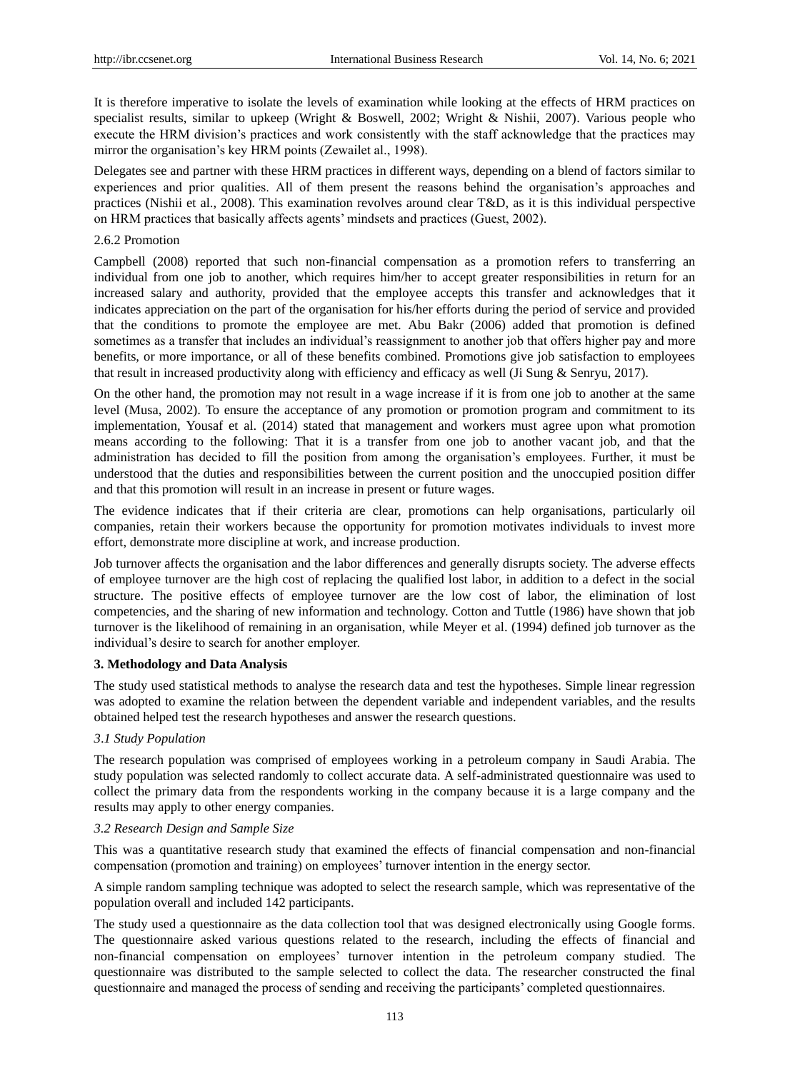It is therefore imperative to isolate the levels of examination while looking at the effects of HRM practices on specialist results, similar to upkeep (Wright & Boswell, 2002; Wright & Nishii, 2007). Various people who execute the HRM division's practices and work consistently with the staff acknowledge that the practices may mirror the organisation's key HRM points (Zewailet al., 1998).

Delegates see and partner with these HRM practices in different ways, depending on a blend of factors similar to experiences and prior qualities. All of them present the reasons behind the organisation's approaches and practices (Nishii et al., 2008). This examination revolves around clear T&D, as it is this individual perspective on HRM practices that basically affects agents' mindsets and practices (Guest, 2002).

2.6.2 Promotion

Campbell (2008) reported that such non-financial compensation as a promotion refers to transferring an individual from one job to another, which requires him/her to accept greater responsibilities in return for an increased salary and authority, provided that the employee accepts this transfer and acknowledges that it indicates appreciation on the part of the organisation for his/her efforts during the period of service and provided that the conditions to promote the employee are met. Abu Bakr (2006) added that promotion is defined sometimes as a transfer that includes an individual's reassignment to another job that offers higher pay and more benefits, or more importance, or all of these benefits combined. Promotions give job satisfaction to employees that result in increased productivity along with efficiency and efficacy as well (Ji Sung & Senryu, 2017).

On the other hand, the promotion may not result in a wage increase if it is from one job to another at the same level (Musa, 2002). To ensure the acceptance of any promotion or promotion program and commitment to its implementation, Yousaf et al. (2014) stated that management and workers must agree upon what promotion means according to the following: That it is a transfer from one job to another vacant job, and that the administration has decided to fill the position from among the organisation's employees. Further, it must be understood that the duties and responsibilities between the current position and the unoccupied position differ and that this promotion will result in an increase in present or future wages.

The evidence indicates that if their criteria are clear, promotions can help organisations, particularly oil companies, retain their workers because the opportunity for promotion motivates individuals to invest more effort, demonstrate more discipline at work, and increase production.

Job turnover affects the organisation and the labor differences and generally disrupts society. The adverse effects of employee turnover are the high cost of replacing the qualified lost labor, in addition to a defect in the social structure. The positive effects of employee turnover are the low cost of labor, the elimination of lost competencies, and the sharing of new information and technology. Cotton and Tuttle (1986) have shown that job turnover is the likelihood of remaining in an organisation, while Meyer et al. (1994) defined job turnover as the individual's desire to search for another employer.

## 3. Methodology and Data Analysis

The study used statistical methods to analyse the research data and test the hypotheses. Simple linear regression was adopted to examine the relation between the dependent variable and independent variables, and the results obtained helped test the research hypotheses and answer the research questions.

### *3.1 Study Population*

The research population was comprised of employees working in a petroleum company in Saudi Arabia. The study population was selected randomly to collect accurate data. A self-administrated questionnaire was used to collect the primary data from the respondents working in the company because it is a large company and the results may apply to other energy companies.

### *3.2 Research Design and Sample Size*

This was a quantitative research study that examined the effects of financial compensation and non-financial compensation (promotion and training) on employees' turnover intention in the energy sector.

A simple random sampling technique was adopted to select the research sample, which was representative of the population overall and included 142 participants.

The study used a questionnaire as the data collection tool that was designed electronically using Google forms. The questionnaire asked various questions related to the research, including the effects of financial and non-financial compensation on employees' turnover intention in the petroleum company studied. The questionnaire was distributed to the sample selected to collect the data. The researcher constructed the final questionnaire and managed the process of sending and receiving the participants' completed questionnaires.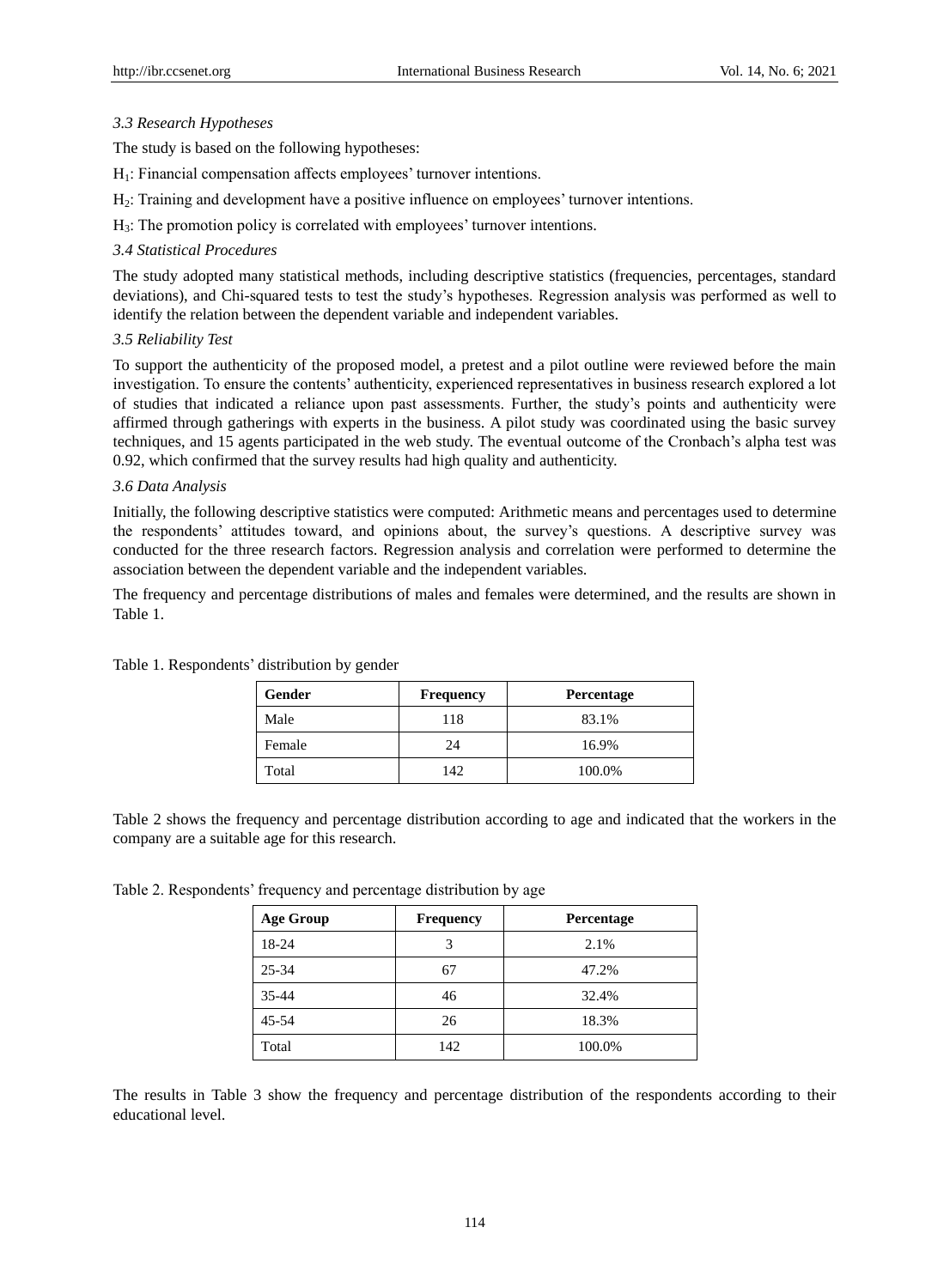### 3.3 Research Hypotheses

The study is based on the following hypotheses:

$H_1$: Financial compensation affects employees' turnover intentions.

$H_2$: Training and development have a positive influence on employees' turnover intentions.

$H_3$: The promotion policy is correlated with employees' turnover intentions.

### 3.4 Statistical Procedures

The study adopted many statistical methods, including descriptive statistics (frequencies, percentages, standard deviations), and Chi-squared tests to test the study's hypotheses. Regression analysis was performed as well to identify the relation between the dependent variable and independent variables.

### 3.5 Reliability Test

To support the authenticity of the proposed model, a pretest and a pilot outline were reviewed before the main investigation. To ensure the contents' authenticity, experienced representatives in business research explored a lot of studies that indicated a reliance upon past assessments. Further, the study's points and authenticity were affirmed through gatherings with experts in the business. A pilot study was coordinated using the basic survey techniques, and 15 agents participated in the web study. The eventual outcome of the Cronbach's alpha test was 0.92, which confirmed that the survey results had high quality and authenticity.

### 3.6 Data Analysis

Initially, the following descriptive statistics were computed: Arithmetic means and percentages used to determine the respondents' attitudes toward, and opinions about, the survey's questions. A descriptive survey was conducted for the three research factors. Regression analysis and correlation were performed to determine the association between the dependent variable and the independent variables.

The frequency and percentage distributions of males and females were determined, and the results are shown in Table 1.

Table 1. Respondents' distribution by gender

| Gender | Frequency | Percentage |
|---|---|---|
| Male | 118 | 83.1% |
| Female | 24 | 16.9% |
| Total | 142 | 100.0% |

Table 2 shows the frequency and percentage distribution according to age and indicated that the workers in the company are a suitable age for this research.

Table 2. Respondents' frequency and percentage distribution by age

| Age Group | Frequency | Percentage |
|---|---|---|
| 18-24 | 3 | 2.1% |
| 25-34 | 67 | 47.2% |
| 35-44 | 46 | 32.4% |
| 45-54 | 26 | 18.3% |
| Total | 142 | 100.0% |

The results in Table 3 show the frequency and percentage distribution of the respondents according to their educational level.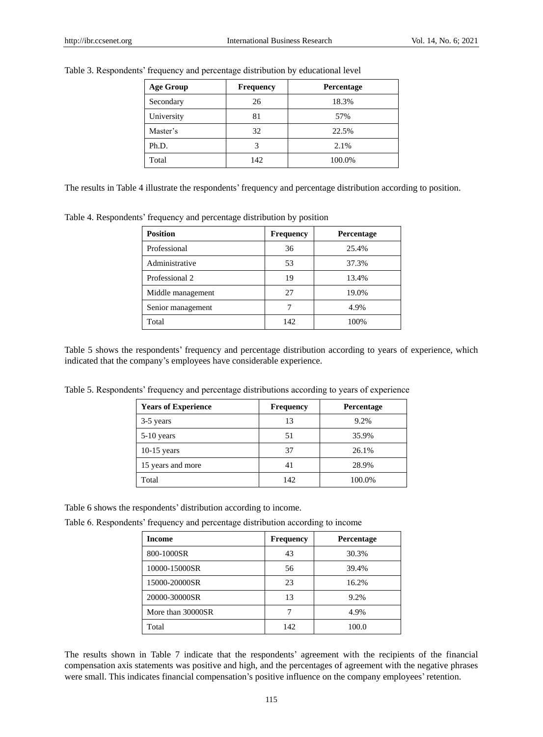Table 3. Respondents' frequency and percentage distribution by educational level

| Age Group | Frequency | Percentage |
|---|---|---|
| Secondary | 26 | 18.3% |
| University | 81 | 57% |
| Master's | 32 | 22.5% |
| Ph.D. | 3 | 2.1% |
| Total | 142 | 100.0% |

The results in Table 4 illustrate the respondents' frequency and percentage distribution according to position.

Table 4. Respondents' frequency and percentage distribution by position

| Position | Frequency | Percentage |
|---|---|---|
| Professional | 36 | 25.4% |
| Administrative | 53 | 37.3% |
| Professional 2 | 19 | 13.4% |
| Middle management | 27 | 19.0% |
| Senior management | 7 | 4.9% |
| Total | 142 | 100% |

Table 5 shows the respondents' frequency and percentage distribution according to years of experience, which indicated that the company's employees have considerable experience.

Table 5. Respondents' frequency and percentage distributions according to years of experience

| Years of Experience | Frequency | Percentage |
|---|---|---|
| 3-5 years | 13 | 9.2% |
| 5-10 years | 51 | 35.9% |
| 10-15 years | 37 | 26.1% |
| 15 years and more | 41 | 28.9% |
| Total | 142 | 100.0% |

Table 6 shows the respondents' distribution according to income.

Table 6. Respondents' frequency and percentage distribution according to income

| Income | Frequency | Percentage |
|---|---|---|
| 800-1000SR | 43 | 30.3% |
| 10000-15000SR | 56 | 39.4% |
| 15000-20000SR | 23 | 16.2% |
| 20000-30000SR | 13 | 9.2% |
| More than 30000SR | 7 | 4.9% |
| Total | 142 | 100.0 |

The results shown in Table 7 indicate that the respondents' agreement with the recipients of the financial compensation axis statements was positive and high, and the percentages of agreement with the negative phrases were small. This indicates financial compensation's positive influence on the company employees' retention.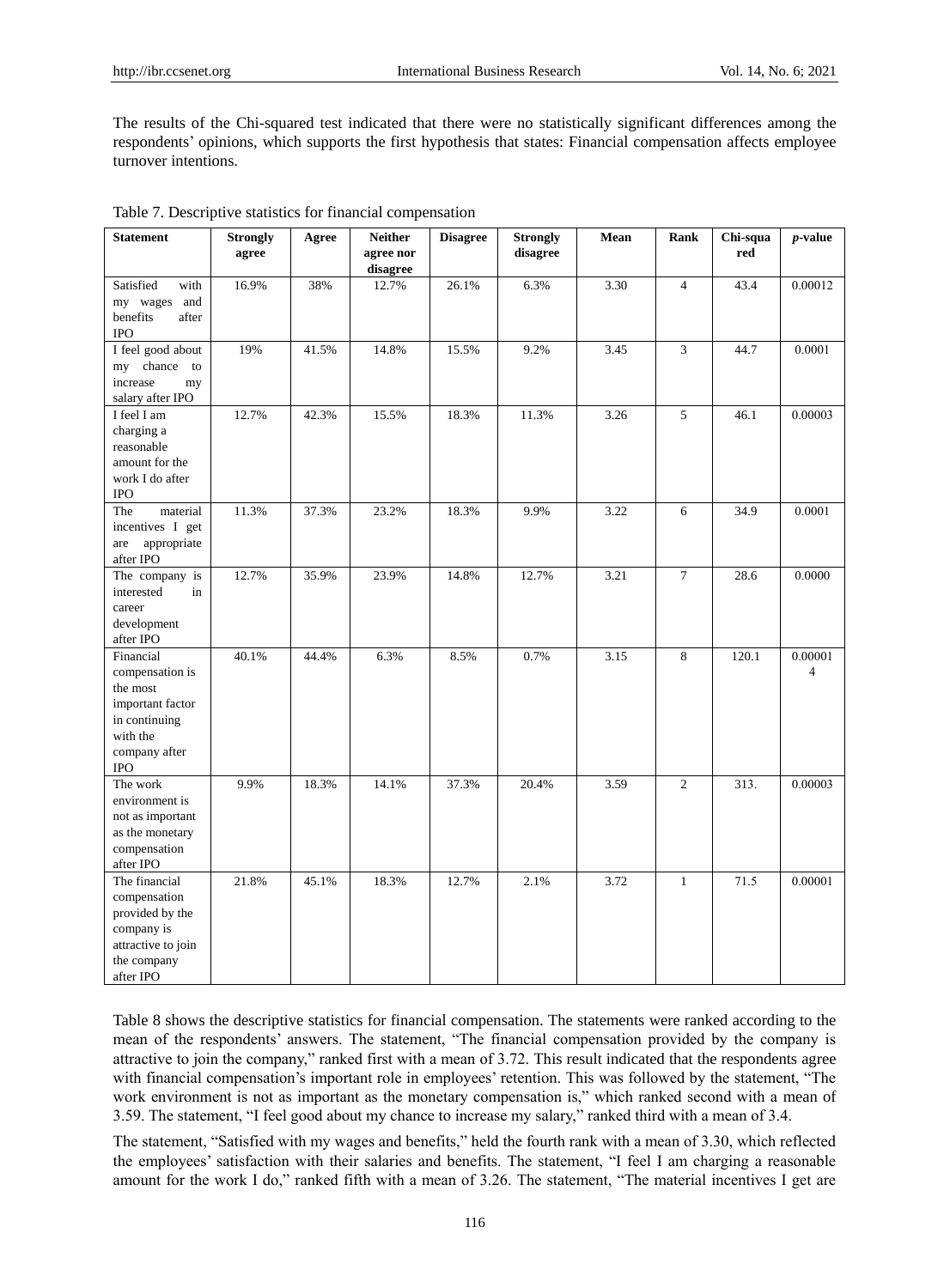The results of the Chi-squared test indicated that there were no statistically significant differences among the respondents' opinions, which supports the first hypothesis that states: Financial compensation affects employee turnover intentions.

Table 7. Descriptive statistics for financial compensation

| Statement | Strongly agree | Agree | Neither agree nor disagree | Disagree | Strongly disagree | Mean | Rank | Chi-squared | *p*-value |
|---|---|---|---|---|---|---|---|---|---|
| Satisfied with my wages and benefits after IPO | 16.9% | 38% | 12.7% | 26.1% | 6.3% | 3.30 | 4 | 43.4 | 0.00012 |
| I feel good about my chance to increase my salary after IPO | 19% | 41.5% | 14.8% | 15.5% | 9.2% | 3.45 | 3 | 44.7 | 0.0001 |
| I feel I am charging a reasonable amount for the work I do after IPO | 12.7% | 42.3% | 15.5% | 18.3% | 11.3% | 3.26 | 5 | 46.1 | 0.00003 |
| The material incentives I get are appropriate after IPO | 11.3% | 37.3% | 23.2% | 18.3% | 9.9% | 3.22 | 6 | 34.9 | 0.0001 |
| The company is interested in career development after IPO | 12.7% | 35.9% | 23.9% | 14.8% | 12.7% | 3.21 | 7 | 28.6 | 0.0000 |
| Financial compensation is the most important factor in continuing with the company after IPO | 40.1% | 44.4% | 6.3% | 8.5% | 0.7% | 3.15 | 8 | 120.1 | 0.000014 |
| The work environment is not as important as the monetary compensation after IPO | 9.9% | 18.3% | 14.1% | 37.3% | 20.4% | 3.59 | 2 | 313. | 0.00003 |
| The financial compensation provided by the company is attractive to join the company after IPO | 21.8% | 45.1% | 18.3% | 12.7% | 2.1% | 3.72 | 1 | 71.5 | 0.00001 |

Table 8 shows the descriptive statistics for financial compensation. The statements were ranked according to the mean of the respondents' answers. The statement, "The financial compensation provided by the company is attractive to join the company," ranked first with a mean of 3.72. This result indicated that the respondents agree with financial compensation's important role in employees' retention. This was followed by the statement, "The work environment is not as important as the monetary compensation is," which ranked second with a mean of 3.59. The statement, "I feel good about my chance to increase my salary," ranked third with a mean of 3.4.

The statement, "Satisfied with my wages and benefits," held the fourth rank with a mean of 3.30, which reflected the employees' satisfaction with their salaries and benefits. The statement, "I feel I am charging a reasonable amount for the work I do," ranked fifth with a mean of 3.26. The statement, "The material incentives I get are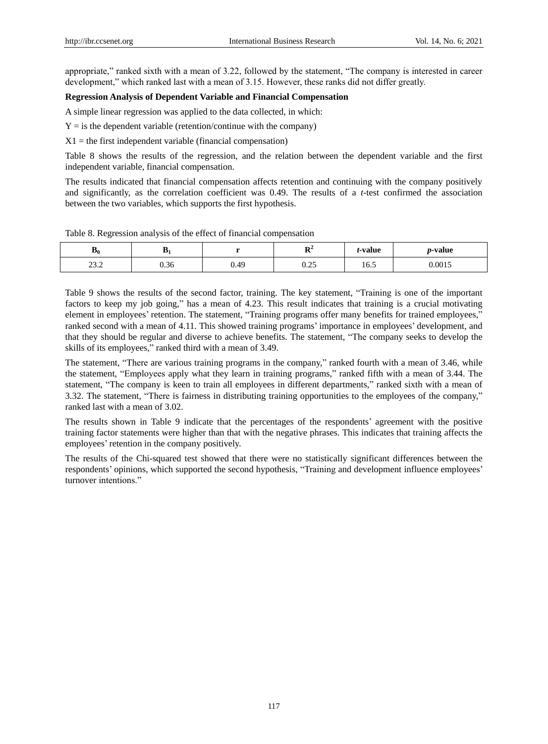appropriate," ranked sixth with a mean of 3.22, followed by the statement, "The company is interested in career development," which ranked last with a mean of 3.15. However, these ranks did not differ greatly.

**Regression Analysis of Dependent Variable and Financial Compensation**

A simple linear regression was applied to the data collected, in which:

Y = is the dependent variable (retention/continue with the company)

X1 = the first independent variable (financial compensation)

Table 8 shows the results of the regression, and the relation between the dependent variable and the first independent variable, financial compensation.

The results indicated that financial compensation affects retention and continuing with the company positively and significantly, as the correlation coefficient was 0.49. The results of a *t*-test confirmed the association between the two variables, which supports the first hypothesis.

Table 8. Regression analysis of the effect of financial compensation

| $B_0$ | $B_1$ | r | $R^2$ | *t*-value | *p*-value |
|---|---|---|---|---|---|
| 23.2 | 0.36 | 0.49 | 0.25 | 16.5 | 0.0015 |

Table 9 shows the results of the second factor, training. The key statement, "Training is one of the important factors to keep my job going," has a mean of 4.23. This result indicates that training is a crucial motivating element in employees' retention. The statement, "Training programs offer many benefits for trained employees," ranked second with a mean of 4.11. This showed training programs' importance in employees' development, and that they should be regular and diverse to achieve benefits. The statement, "The company seeks to develop the skills of its employees," ranked third with a mean of 3.49.

The statement, "There are various training programs in the company," ranked fourth with a mean of 3.46, while the statement, "Employees apply what they learn in training programs," ranked fifth with a mean of 3.44. The statement, "The company is keen to train all employees in different departments," ranked sixth with a mean of 3.32. The statement, "There is fairness in distributing training opportunities to the employees of the company," ranked last with a mean of 3.02.

The results shown in Table 9 indicate that the percentages of the respondents' agreement with the positive training factor statements were higher than that with the negative phrases. This indicates that training affects the employees' retention in the company positively.

The results of the Chi-squared test showed that there were no statistically significant differences between the respondents' opinions, which supported the second hypothesis, "Training and development influence employees' turnover intentions."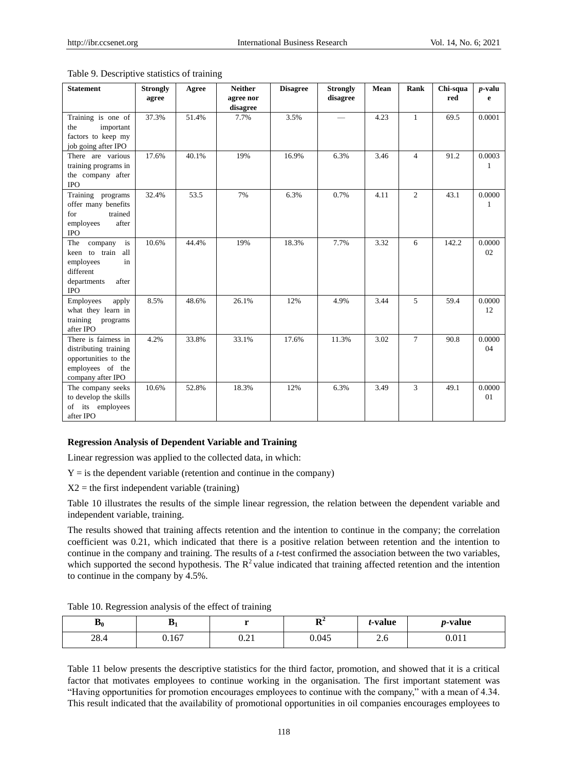Table 9. Descriptive statistics of training

| Statement | Strongly agree | Agree | Neither agree nor disagree | Disagree | Strongly disagree | Mean | Rank | Chi-squared | *p*-value |
|---|---|---|---|---|---|---|---|---|---|
| Training is one of the important factors to keep my job going after IPO | 37.3% | 51.4% | 7.7% | 3.5% | — | 4.23 | 1 | 69.5 | 0.0001 |
| There are various training programs in the company after IPO | 17.6% | 40.1% | 19% | 16.9% | 6.3% | 3.46 | 4 | 91.2 | 0.00031 |
| Training programs offer many benefits for trained employees after IPO | 32.4% | 53.5 | 7% | 6.3% | 0.7% | 4.11 | 2 | 43.1 | 0.00001 |
| The company is keen to train all employees in different departments after IPO | 10.6% | 44.4% | 19% | 18.3% | 7.7% | 3.32 | 6 | 142.2 | 0.000002 |
| Employees apply what they learn in training programs after IPO | 8.5% | 48.6% | 26.1% | 12% | 4.9% | 3.44 | 5 | 59.4 | 0.000012 |
| There is fairness in distributing training opportunities to the employees of the company after IPO | 4.2% | 33.8% | 33.1% | 17.6% | 11.3% | 3.02 | 7 | 90.8 | 0.000004 |
| The company seeks to develop the skills of its employees after IPO | 10.6% | 52.8% | 18.3% | 12% | 6.3% | 3.49 | 3 | 49.1 | 0.000001 |

**Regression Analysis of Dependent Variable and Training**

Linear regression was applied to the collected data, in which:

Y = is the dependent variable (retention and continue in the company)

X2 = the first independent variable (training)

Table 10 illustrates the results of the simple linear regression, the relation between the dependent variable and independent variable, training.

The results showed that training affects retention and the intention to continue in the company; the correlation coefficient was 0.21, which indicated that there is a positive relation between retention and the intention to continue in the company and training. The results of a *t*-test confirmed the association between the two variables, which supported the second hypothesis. The $R^2$ value indicated that training affected retention and the intention to continue in the company by 4.5%.

Table 10. Regression analysis of the effect of training

| $B_0$ | $B_1$ | r | $R^2$ | *t*-value | *p*-value |
|---|---|---|---|---|---|
| 28.4 | 0.167 | 0.21 | 0.045 | 2.6 | 0.011 |

Table 11 below presents the descriptive statistics for the third factor, promotion, and showed that it is a critical factor that motivates employees to continue working in the organisation. The first important statement was "Having opportunities for promotion encourages employees to continue with the company," with a mean of 4.34. This result indicated that the availability of promotional opportunities in oil companies encourages employees to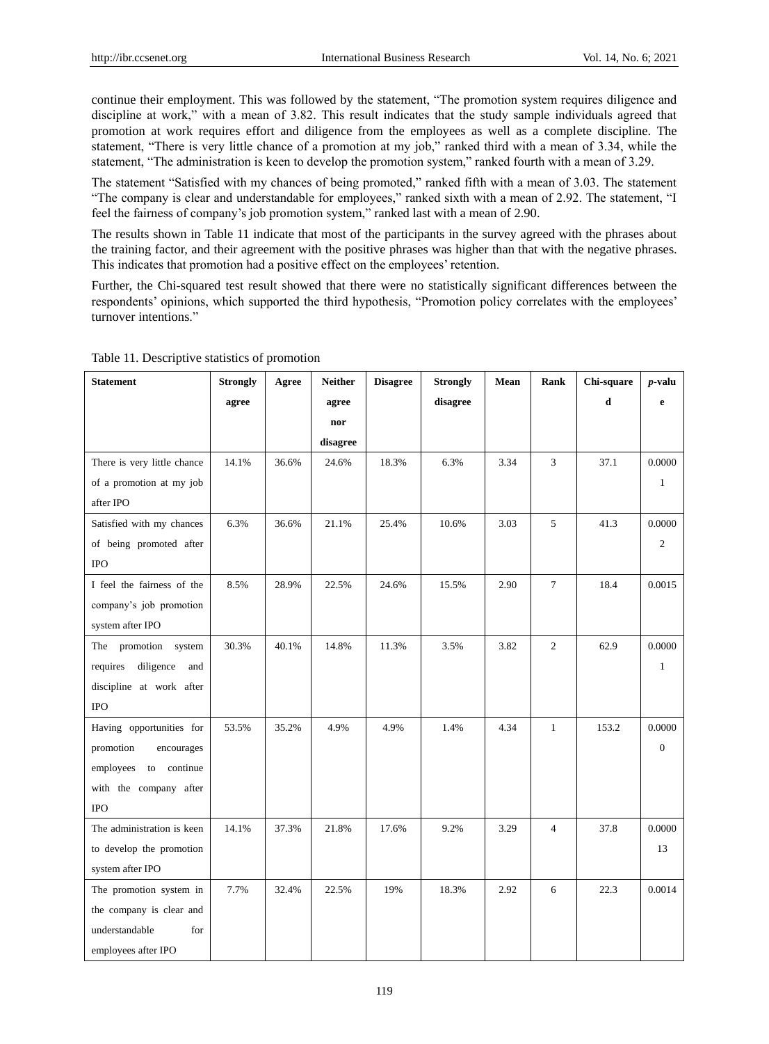continue their employment. This was followed by the statement, "The promotion system requires diligence and discipline at work," with a mean of 3.82. This result indicates that the study sample individuals agreed that promotion at work requires effort and diligence from the employees as well as a complete discipline. The statement, "There is very little chance of a promotion at my job," ranked third with a mean of 3.34, while the statement, "The administration is keen to develop the promotion system," ranked fourth with a mean of 3.29.

The statement "Satisfied with my chances of being promoted," ranked fifth with a mean of 3.03. The statement "The company is clear and understandable for employees," ranked sixth with a mean of 2.92. The statement, "I feel the fairness of company's job promotion system," ranked last with a mean of 2.90.

The results shown in Table 11 indicate that most of the participants in the survey agreed with the phrases about the training factor, and their agreement with the positive phrases was higher than that with the negative phrases. This indicates that promotion had a positive effect on the employees' retention.

Further, the Chi-squared test result showed that there were no statistically significant differences between the respondents' opinions, which supported the third hypothesis, "Promotion policy correlates with the employees' turnover intentions."

Table 11. Descriptive statistics of promotion

| Statement | Strongly agree | Agree | Neither agree nor disagree | Disagree | Strongly disagree | Mean | Rank | Chi-squared | *p*-value |
|---|---|---|---|---|---|---|---|---|---|
| There is very little chance of a promotion at my job after IPO | 14.1% | 36.6% | 24.6% | 18.3% | 6.3% | 3.34 | 3 | 37.1 | 0.00001 |
| Satisfied with my chances of being promoted after IPO | 6.3% | 36.6% | 21.1% | 25.4% | 10.6% | 3.03 | 5 | 41.3 | 0.00002 |
| I feel the fairness of the company's job promotion system after IPO | 8.5% | 28.9% | 22.5% | 24.6% | 15.5% | 2.90 | 7 | 18.4 | 0.0015 |
| The promotion system requires diligence and discipline at work after IPO | 30.3% | 40.1% | 14.8% | 11.3% | 3.5% | 3.82 | 2 | 62.9 | 0.00001 |
| Having opportunities for promotion encourages employees to continue with the company after IPO | 53.5% | 35.2% | 4.9% | 4.9% | 1.4% | 4.34 | 1 | 153.2 | 0.00000 |
| The administration is keen to develop the promotion system after IPO | 14.1% | 37.3% | 21.8% | 17.6% | 9.2% | 3.29 | 4 | 37.8 | 0.000013 |
| The promotion system in the company is clear and understandable for employees after IPO | 7.7% | 32.4% | 22.5% | 19% | 18.3% | 2.92 | 6 | 22.3 | 0.0014 |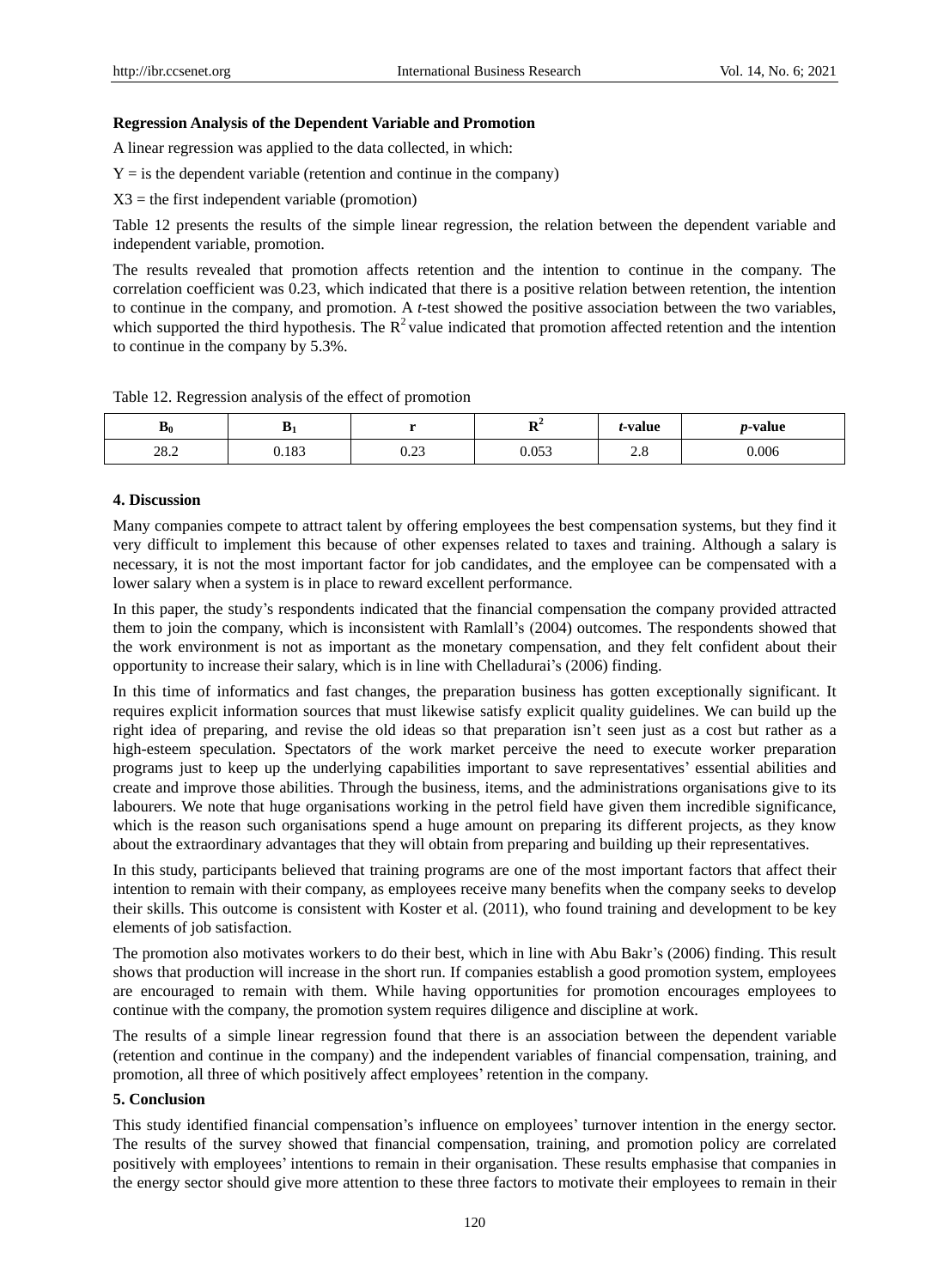**Regression Analysis of the Dependent Variable and Promotion**

A linear regression was applied to the data collected, in which:

Y = is the dependent variable (retention and continue in the company)

X3 = the first independent variable (promotion)

Table 12 presents the results of the simple linear regression, the relation between the dependent variable and independent variable, promotion.

The results revealed that promotion affects retention and the intention to continue in the company. The correlation coefficient was 0.23, which indicated that there is a positive relation between retention, the intention to continue in the company, and promotion. A *t*-test showed the positive association between the two variables, which supported the third hypothesis. The $R^2$ value indicated that promotion affected retention and the intention to continue in the company by 5.3%.

Table 12. Regression analysis of the effect of promotion

| $B_0$ | $B_1$ | r | $R^2$ | *t*-value | *p*-value |
|---|---|---|---|---|---|
| 28.2 | 0.183 | 0.23 | 0.053 | 2.8 | 0.006 |

## 4. Discussion

Many companies compete to attract talent by offering employees the best compensation systems, but they find it very difficult to implement this because of other expenses related to taxes and training. Although a salary is necessary, it is not the most important factor for job candidates, and the employee can be compensated with a lower salary when a system is in place to reward excellent performance.

In this paper, the study's respondents indicated that the financial compensation the company provided attracted them to join the company, which is inconsistent with Ramlall's (2004) outcomes. The respondents showed that the work environment is not as important as the monetary compensation, and they felt confident about their opportunity to increase their salary, which is in line with Chelladurai's (2006) finding.

In this time of informatics and fast changes, the preparation business has gotten exceptionally significant. It requires explicit information sources that must likewise satisfy explicit quality guidelines. We can build up the right idea of preparing, and revise the old ideas so that preparation isn't seen just as a cost but rather as a high-esteem speculation. Spectators of the work market perceive the need to execute worker preparation programs just to keep up the underlying capabilities important to save representatives' essential abilities and create and improve those abilities. Through the business, items, and the administrations organisations give to its labourers. We note that huge organisations working in the petrol field have given them incredible significance, which is the reason such organisations spend a huge amount on preparing its different projects, as they know about the extraordinary advantages that they will obtain from preparing and building up their representatives.

In this study, participants believed that training programs are one of the most important factors that affect their intention to remain with their company, as employees receive many benefits when the company seeks to develop their skills. This outcome is consistent with Koster et al. (2011), who found training and development to be key elements of job satisfaction.

The promotion also motivates workers to do their best, which in line with Abu Bakr's (2006) finding. This result shows that production will increase in the short run. If companies establish a good promotion system, employees are encouraged to remain with them. While having opportunities for promotion encourages employees to continue with the company, the promotion system requires diligence and discipline at work.

The results of a simple linear regression found that there is an association between the dependent variable (retention and continue in the company) and the independent variables of financial compensation, training, and promotion, all three of which positively affect employees' retention in the company.

## 5. Conclusion

This study identified financial compensation's influence on employees' turnover intention in the energy sector. The results of the survey showed that financial compensation, training, and promotion policy are correlated positively with employees' intentions to remain in their organisation. These results emphasise that companies in the energy sector should give more attention to these three factors to motivate their employees to remain in their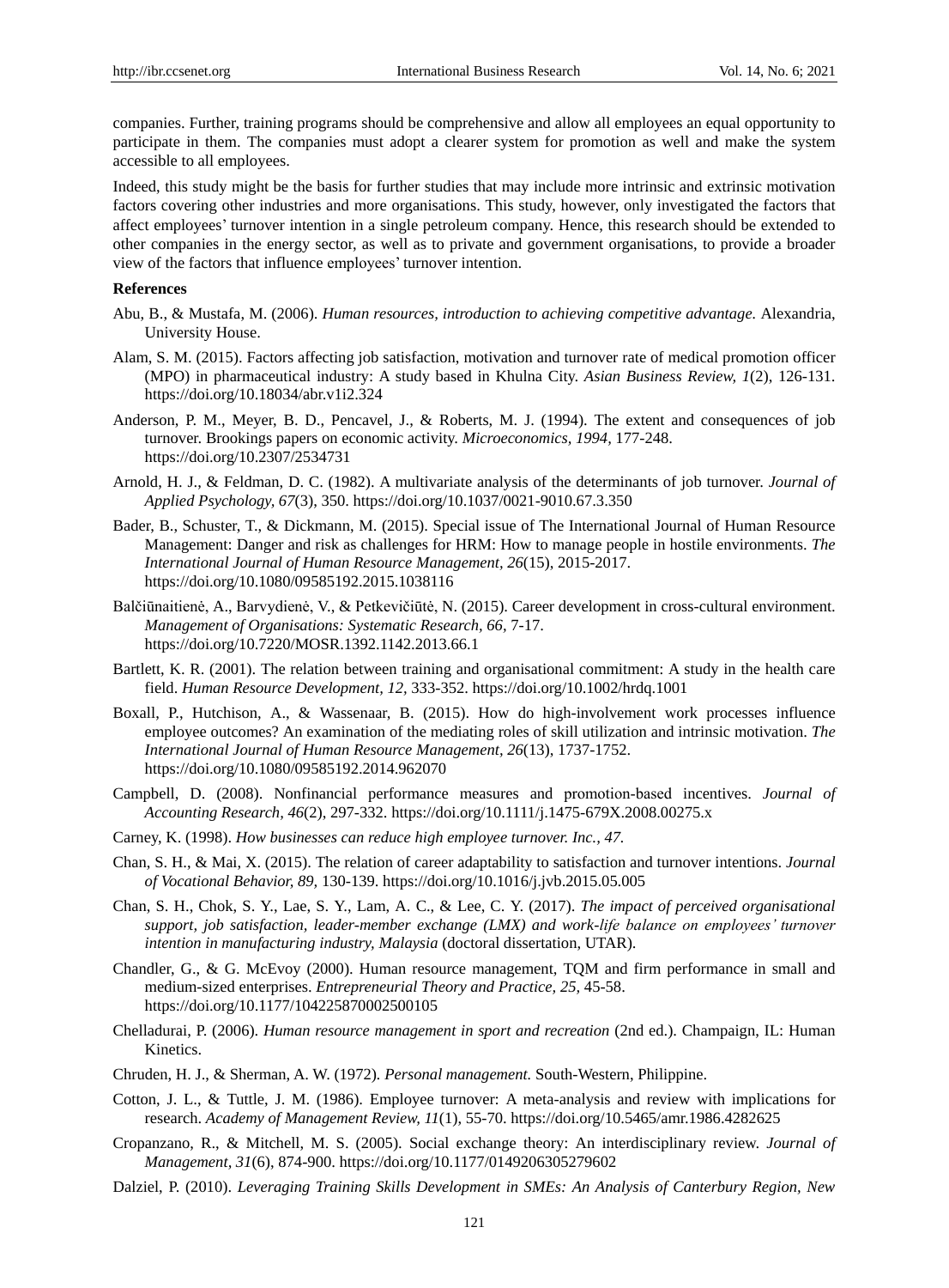companies. Further, training programs should be comprehensive and allow all employees an equal opportunity to participate in them. The companies must adopt a clearer system for promotion as well and make the system accessible to all employees.

Indeed, this study might be the basis for further studies that may include more intrinsic and extrinsic motivation factors covering other industries and more organisations. This study, however, only investigated the factors that affect employees' turnover intention in a single petroleum company. Hence, this research should be extended to other companies in the energy sector, as well as to private and government organisations, to provide a broader view of the factors that influence employees' turnover intention.

**References**

Abu, B., & Mustafa, M. (2006). *Human resources, introduction to achieving competitive advantage.* Alexandria, University House.

Alam, S. M. (2015). Factors affecting job satisfaction, motivation and turnover rate of medical promotion officer (MPO) in pharmaceutical industry: A study based in Khulna City. *Asian Business Review, 1*(2), 126-131. https://doi.org/10.18034/abr.v1i2.324

Anderson, P. M., Meyer, B. D., Pencavel, J., & Roberts, M. J. (1994). The extent and consequences of job turnover. Brookings papers on economic activity. *Microeconomics, 1994,* 177-248. https://doi.org/10.2307/2534731

Arnold, H. J., & Feldman, D. C. (1982). A multivariate analysis of the determinants of job turnover. *Journal of Applied Psychology, 67*(3), 350. https://doi.org/10.1037/0021-9010.67.3.350

Bader, B., Schuster, T., & Dickmann, M. (2015). Special issue of The International Journal of Human Resource Management: Danger and risk as challenges for HRM: How to manage people in hostile environments. *The International Journal of Human Resource Management, 26*(15), 2015-2017. https://doi.org/10.1080/09585192.2015.1038116

Balčiūnaitienė, A., Barvydienė, V., & Petkevičiūtė, N. (2015). Career development in cross-cultural environment. *Management of Organisations: Systematic Research, 66,* 7-17. https://doi.org/10.7220/MOSR.1392.1142.2013.66.1

Bartlett, K. R. (2001). The relation between training and organisational commitment: A study in the health care field. *Human Resource Development, 12,* 333-352. https://doi.org/10.1002/hrdq.1001

Boxall, P., Hutchison, A., & Wassenaar, B. (2015). How do high-involvement work processes influence employee outcomes? An examination of the mediating roles of skill utilization and intrinsic motivation. *The International Journal of Human Resource Management, 26*(13), 1737-1752. https://doi.org/10.1080/09585192.2014.962070

Campbell, D. (2008). Nonfinancial performance measures and promotion-based incentives. *Journal of Accounting Research, 46*(2), 297-332. https://doi.org/10.1111/j.1475-679X.2008.00275.x

Carney, K. (1998). *How businesses can reduce high employee turnover. Inc., 47.*

Chan, S. H., & Mai, X. (2015). The relation of career adaptability to satisfaction and turnover intentions. *Journal of Vocational Behavior, 89,* 130-139. https://doi.org/10.1016/j.jvb.2015.05.005

Chan, S. H., Chok, S. Y., Lae, S. Y., Lam, A. C., & Lee, C. Y. (2017). *The impact of perceived organisational support, job satisfaction, leader-member exchange (LMX) and work-life balance on employees' turnover intention in manufacturing industry, Malaysia* (doctoral dissertation, UTAR).

Chandler, G., & G. McEvoy (2000). Human resource management, TQM and firm performance in small and medium-sized enterprises. *Entrepreneurial Theory and Practice, 25,* 45-58. https://doi.org/10.1177/104225870002500105

Chelladurai, P. (2006). *Human resource management in sport and recreation* (2nd ed.). Champaign, IL: Human Kinetics.

Chruden, H. J., & Sherman, A. W. (1972). *Personal management.* South-Western, Philippine.

Cotton, J. L., & Tuttle, J. M. (1986). Employee turnover: A meta-analysis and review with implications for research. *Academy of Management Review, 11*(1), 55-70. https://doi.org/10.5465/amr.1986.4282625

Cropanzano, R., & Mitchell, M. S. (2005). Social exchange theory: An interdisciplinary review. *Journal of Management, 31*(6), 874-900. https://doi.org/10.1177/0149206305279602

Dalziel, P. (2010). *Leveraging Training Skills Development in SMEs: An Analysis of Canterbury Region, New*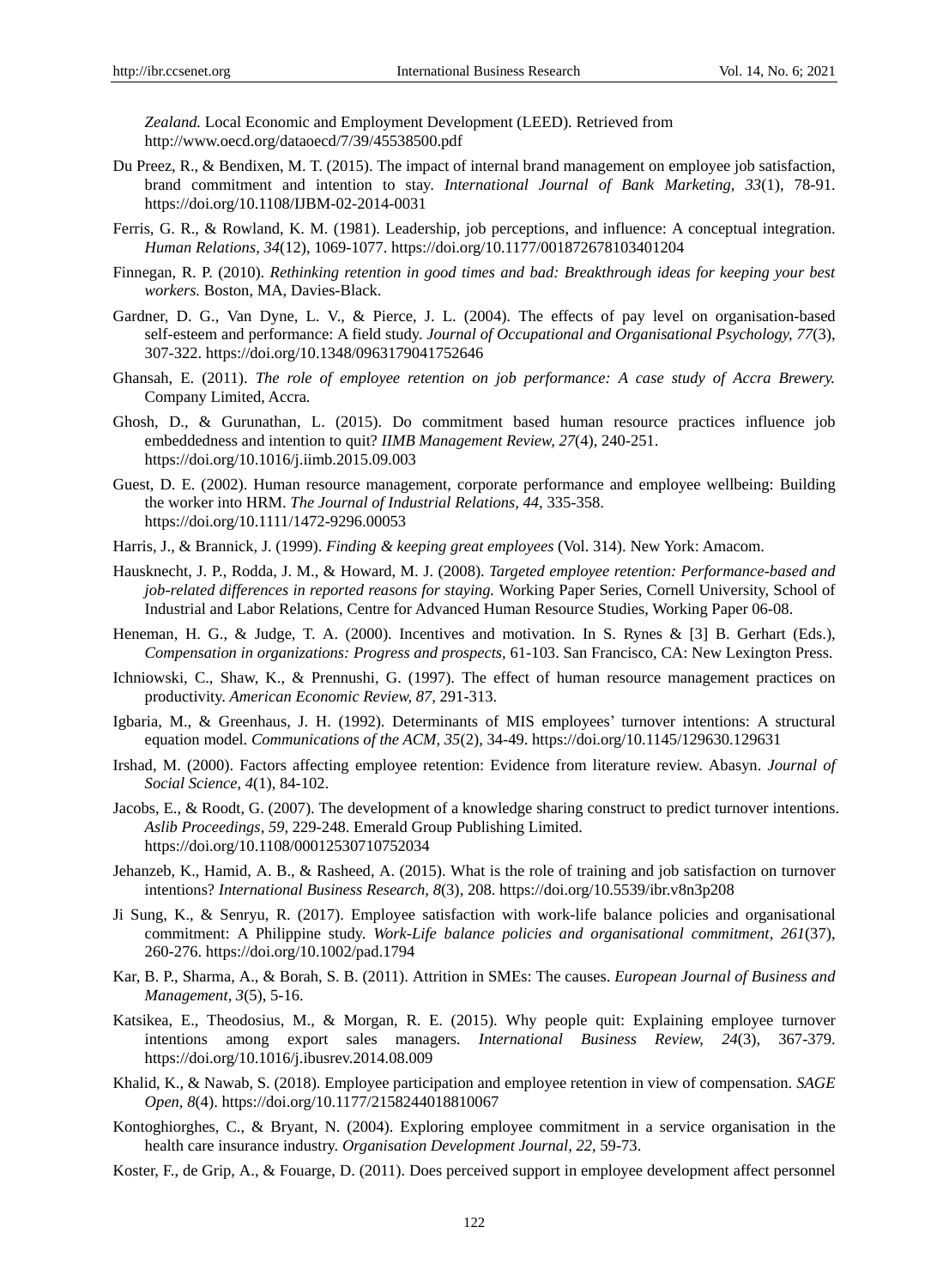*Zealand.* Local Economic and Employment Development (LEED). Retrieved from http://www.oecd.org/dataoecd/7/39/45538500.pdf

Du Preez, R., & Bendixen, M. T. (2015). The impact of internal brand management on employee job satisfaction, brand commitment and intention to stay. *International Journal of Bank Marketing, 33*(1), 78-91. https://doi.org/10.1108/IJBM-02-2014-0031

Ferris, G. R., & Rowland, K. M. (1981). Leadership, job perceptions, and influence: A conceptual integration. *Human Relations, 34*(12), 1069-1077. https://doi.org/10.1177/001872678103401204

Finnegan, R. P. (2010). *Rethinking retention in good times and bad: Breakthrough ideas for keeping your best workers.* Boston, MA, Davies-Black.

Gardner, D. G., Van Dyne, L. V., & Pierce, J. L. (2004). The effects of pay level on organisation-based self-esteem and performance: A field study. *Journal of Occupational and Organisational Psychology, 77*(3), 307-322. https://doi.org/10.1348/0963179041752646

Ghansah, E. (2011). *The role of employee retention on job performance: A case study of Accra Brewery.* Company Limited, Accra.

Ghosh, D., & Gurunathan, L. (2015). Do commitment based human resource practices influence job embeddedness and intention to quit? *IIMB Management Review, 27*(4), 240-251. https://doi.org/10.1016/j.iimb.2015.09.003

Guest, D. E. (2002). Human resource management, corporate performance and employee wellbeing: Building the worker into HRM. *The Journal of Industrial Relations, 44,* 335-358. https://doi.org/10.1111/1472-9296.00053

Harris, J., & Brannick, J. (1999). *Finding & keeping great employees* (Vol. 314). New York: Amacom.

Hausknecht, J. P., Rodda, J. M., & Howard, M. J. (2008). *Targeted employee retention: Performance-based and job-related differences in reported reasons for staying.* Working Paper Series, Cornell University, School of Industrial and Labor Relations, Centre for Advanced Human Resource Studies, Working Paper 06-08.

Heneman, H. G., & Judge, T. A. (2000). Incentives and motivation. In S. Rynes & [3] B. Gerhart (Eds.), *Compensation in organizations: Progress and prospects,* 61-103. San Francisco, CA: New Lexington Press.

Ichniowski, C., Shaw, K., & Prennushi, G. (1997). The effect of human resource management practices on productivity. *American Economic Review, 87,* 291-313.

Igbaria, M., & Greenhaus, J. H. (1992). Determinants of MIS employees' turnover intentions: A structural equation model. *Communications of the ACM, 35*(2), 34-49. https://doi.org/10.1145/129630.129631

Irshad, M. (2000). Factors affecting employee retention: Evidence from literature review. Abasyn. *Journal of Social Science, 4*(1), 84-102.

Jacobs, E., & Roodt, G. (2007). The development of a knowledge sharing construct to predict turnover intentions. *Aslib Proceedings*, *59,* 229-248. Emerald Group Publishing Limited. https://doi.org/10.1108/00012530710752034

Jehanzeb, K., Hamid, A. B., & Rasheed, A. (2015). What is the role of training and job satisfaction on turnover intentions? *International Business Research, 8*(3), 208. https://doi.org/10.5539/ibr.v8n3p208

Ji Sung, K., & Senryu, R. (2017). Employee satisfaction with work-life balance policies and organisational commitment: A Philippine study. *Work-Life balance policies and organisational commitment, 261*(37), 260-276. https://doi.org/10.1002/pad.1794

Kar, B. P., Sharma, A., & Borah, S. B. (2011). Attrition in SMEs: The causes. *European Journal of Business and Management, 3*(5), 5-16.

Katsikea, E., Theodosius, M., & Morgan, R. E. (2015). Why people quit: Explaining employee turnover intentions among export sales managers. *International Business Review, 24*(3), 367-379. https://doi.org/10.1016/j.ibusrev.2014.08.009

Khalid, K., & Nawab, S. (2018). Employee participation and employee retention in view of compensation. *SAGE Open, 8*(4). https://doi.org/10.1177/2158244018810067

Kontoghiorghes, C., & Bryant, N. (2004). Exploring employee commitment in a service organisation in the health care insurance industry. *Organisation Development Journal, 22*, 59-73.

Koster, F., de Grip, A., & Fouarge, D. (2011). Does perceived support in employee development affect personnel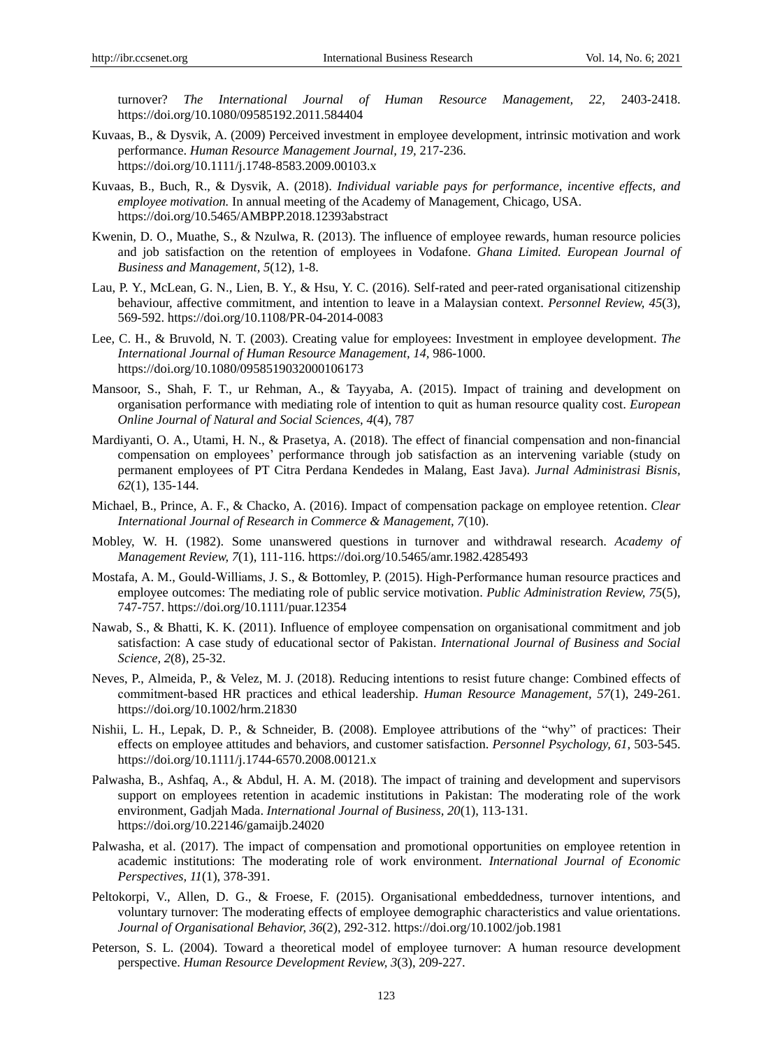turnover? *The International Journal of Human Resource Management, 22,* 2403-2418. https://doi.org/10.1080/09585192.2011.584404

Kuvaas, B., & Dysvik, A. (2009) Perceived investment in employee development, intrinsic motivation and work performance. *Human Resource Management Journal, 19,* 217-236. https://doi.org/10.1111/j.1748-8583.2009.00103.x

Kuvaas, B., Buch, R., & Dysvik, A. (2018). *Individual variable pays for performance, incentive effects, and employee motivation.* In annual meeting of the Academy of Management, Chicago, USA. https://doi.org/10.5465/AMBPP.2018.12393abstract

Kwenin, D. O., Muathe, S., & Nzulwa, R. (2013). The influence of employee rewards, human resource policies and job satisfaction on the retention of employees in Vodafone. *Ghana Limited. European Journal of Business and Management, 5*(12), 1-8.

Lau, P. Y., McLean, G. N., Lien, B. Y., & Hsu, Y. C. (2016). Self-rated and peer-rated organisational citizenship behaviour, affective commitment, and intention to leave in a Malaysian context. *Personnel Review, 45*(3), 569-592. https://doi.org/10.1108/PR-04-2014-0083

Lee, C. H., & Bruvold, N. T. (2003). Creating value for employees: Investment in employee development. *The International Journal of Human Resource Management, 14,* 986-1000. https://doi.org/10.1080/0958519032000106173

Mansoor, S., Shah, F. T., ur Rehman, A., & Tayyaba, A. (2015). Impact of training and development on organisation performance with mediating role of intention to quit as human resource quality cost. *European Online Journal of Natural and Social Sciences, 4*(4), 787

Mardiyanti, O. A., Utami, H. N., & Prasetya, A. (2018). The effect of financial compensation and non-financial compensation on employees' performance through job satisfaction as an intervening variable (study on permanent employees of PT Citra Perdana Kendedes in Malang, East Java). *Jurnal Administrasi Bisnis, 62*(1), 135-144.

Michael, B., Prince, A. F., & Chacko, A. (2016). Impact of compensation package on employee retention. *Clear International Journal of Research in Commerce & Management, 7*(10).

Mobley, W. H. (1982). Some unanswered questions in turnover and withdrawal research. *Academy of Management Review, 7*(1), 111-116. https://doi.org/10.5465/amr.1982.4285493

Mostafa, A. M., Gould-Williams, J. S., & Bottomley, P. (2015). High-Performance human resource practices and employee outcomes: The mediating role of public service motivation. *Public Administration Review, 75*(5), 747-757. https://doi.org/10.1111/puar.12354

Nawab, S., & Bhatti, K. K. (2011). Influence of employee compensation on organisational commitment and job satisfaction: A case study of educational sector of Pakistan. *International Journal of Business and Social Science, 2*(8), 25-32.

Neves, P., Almeida, P., & Velez, M. J. (2018). Reducing intentions to resist future change: Combined effects of commitment-based HR practices and ethical leadership. *Human Resource Management, 57*(1), 249-261. https://doi.org/10.1002/hrm.21830

Nishii, L. H., Lepak, D. P., & Schneider, B. (2008). Employee attributions of the "why" of practices: Their effects on employee attitudes and behaviors, and customer satisfaction. *Personnel Psychology, 61,* 503-545. https://doi.org/10.1111/j.1744-6570.2008.00121.x

Palwasha, B., Ashfaq, A., & Abdul, H. A. M. (2018). The impact of training and development and supervisors support on employees retention in academic institutions in Pakistan: The moderating role of the work environment, Gadjah Mada. *International Journal of Business, 20*(1), 113-131. https://doi.org/10.22146/gamaijb.24020

Palwasha, et al. (2017). The impact of compensation and promotional opportunities on employee retention in academic institutions: The moderating role of work environment. *International Journal of Economic Perspectives, 11*(1), 378-391.

Peltokorpi, V., Allen, D. G., & Froese, F. (2015). Organisational embeddedness, turnover intentions, and voluntary turnover: The moderating effects of employee demographic characteristics and value orientations. *Journal of Organisational Behavior, 36*(2), 292-312. https://doi.org/10.1002/job.1981

Peterson, S. L. (2004). Toward a theoretical model of employee turnover: A human resource development perspective. *Human Resource Development Review, 3*(3), 209-227.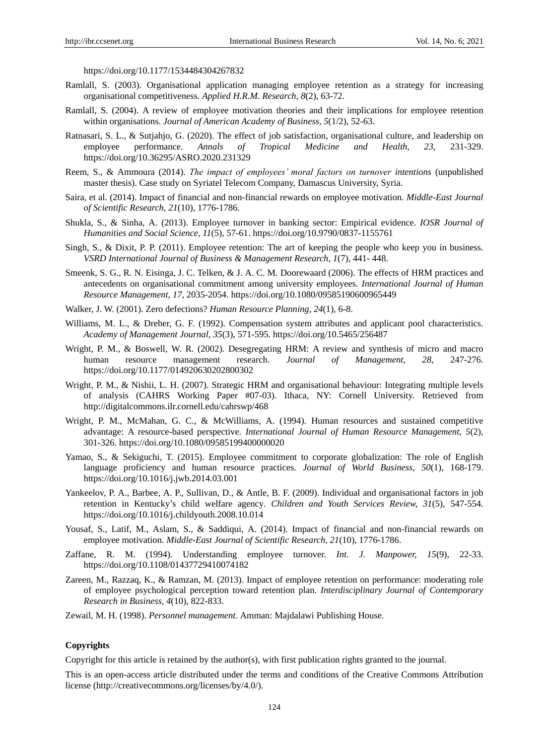https://doi.org/10.1177/1534484304267832

Ramlall, S. (2003). Organisational application managing employee retention as a strategy for increasing organisational competitiveness. *Applied H.R.M. Research, 8*(2), 63-72.

Ramlall, S. (2004). A review of employee motivation theories and their implications for employee retention within organisations. *Journal of American Academy of Business, 5*(1/2), 52-63.

Ratnasari, S. L., & Sutjahjo, G. (2020). The effect of job satisfaction, organisational culture, and leadership on employee performance. *Annals of Tropical Medicine and Health, 23,* 231-329. https://doi.org/10.36295/ASRO.2020.231329

Reem, S., & Ammoura (2014). *The impact of employees' moral factors on turnover intentions* (unpublished master thesis). Case study on Syriatel Telecom Company, Damascus University, Syria.

Saira, et al. (2014). Impact of financial and non-financial rewards on employee motivation. *Middle-East Journal of Scientific Research, 21*(10), 1776-1786.

Shukla, S., & Sinha, A. (2013). Employee turnover in banking sector: Empirical evidence. *IOSR Journal of Humanities and Social Science, 11*(5), 57-61. https://doi.org/10.9790/0837-1155761

Singh, S., & Dixit, P. P. (2011). Employee retention: The art of keeping the people who keep you in business. *VSRD International Journal of Business & Management Research, 1*(7), 441- 448.

Smeenk, S. G., R. N. Eisinga, J. C. Telken, & J. A. C. M. Doorewaard (2006). The effects of HRM practices and antecedents on organisational commitment among university employees. *International Journal of Human Resource Management, 17,* 2035-2054. https://doi.org/10.1080/09585190600965449

Walker, J. W. (2001). Zero defections? *Human Resource Planning, 24*(1), 6-8.

Williams, M. L., & Dreher, G. F. (1992). Compensation system attributes and applicant pool characteristics. *Academy of Management Journal, 35*(3), 571-595. https://doi.org/10.5465/256487

Wright, P. M., & Boswell, W. R. (2002). Desegregating HRM: A review and synthesis of micro and macro human resource management research. *Journal of Management, 28*, 247-276. https://doi.org/10.1177/014920630202800302

Wright, P. M., & Nishii, L. H. (2007). Strategic HRM and organisational behaviour: Integrating multiple levels of analysis (CAHRS Working Paper #07-03). Ithaca, NY: Cornell University. Retrieved from http://digitalcommons.ilr.cornell.edu/cahrswp/468

Wright, P. M., McMahan, G. C., & McWilliams, A. (1994). Human resources and sustained competitive advantage: A resource-based perspective. *International Journal of Human Resource Management, 5*(2), 301-326. https://doi.org/10.1080/09585199400000020

Yamao, S., & Sekiguchi, T. (2015). Employee commitment to corporate globalization: The role of English language proficiency and human resource practices. *Journal of World Business, 50*(1), 168-179. https://doi.org/10.1016/j.jwb.2014.03.001

Yankeelov, P. A., Barbee, A. P., Sullivan, D., & Antle, B. F. (2009). Individual and organisational factors in job retention in Kentucky's child welfare agency. *Children and Youth Services Review, 31*(5), 547-554. https://doi.org/10.1016/j.childyouth.2008.10.014

Yousaf, S., Latif, M., Aslam, S., & Saddiqui, A. (2014). Impact of financial and non-financial rewards on employee motivation. *Middle-East Journal of Scientific Research, 21*(10), 1776-1786.

Zaffane, R. M. (1994). Understanding employee turnover. *Int. J. Manpower, 15*(9), 22-33. https://doi.org/10.1108/01437729410074182

Zareen, M., Razzaq, K., & Ramzan, M. (2013). Impact of employee retention on performance: moderating role of employee psychological perception toward retention plan. *Interdisciplinary Journal of Contemporary Research in Business, 4*(10), 822-833.

Zewail, M. H. (1998). *Personnel management.* Amman: Majdalawi Publishing House.

### Copyrights

Copyright for this article is retained by the author(s), with first publication rights granted to the journal.

This is an open-access article distributed under the terms and conditions of the Creative Commons Attribution license (http://creativecommons.org/licenses/by/4.0/).